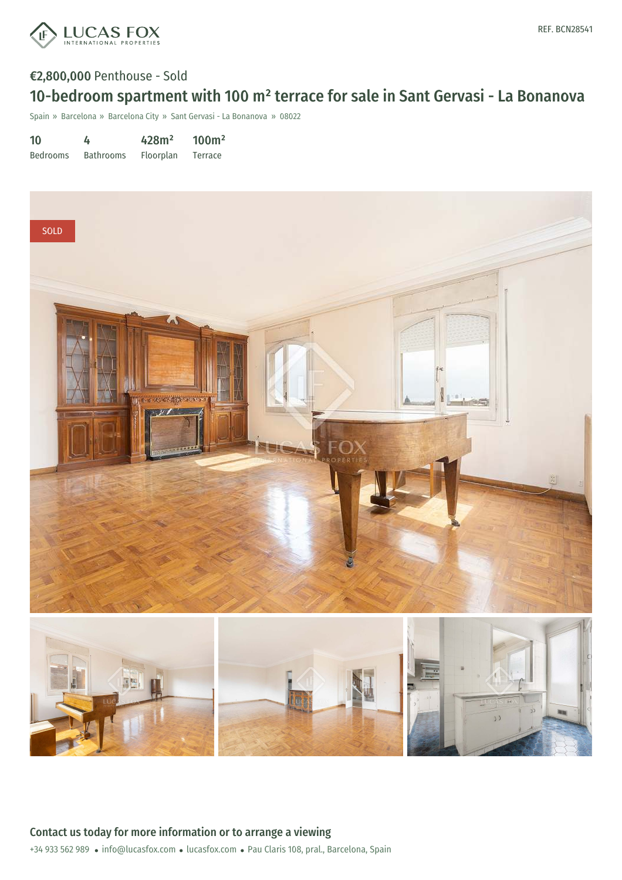LUCAS FOX
INTERNATIONAL PROPERTIES

REF. BCN28541

**€2,800,000** Penthouse - Sold

# 10-bedroom spartment with 100 m² terrace for sale in Sant Gervasi - La Bonanova

Spain » Barcelona » Barcelona City » Sant Gervasi - La Bonanova » 08022

| 10 | 4 | 428m² | 100m² |
|---|---|---|---|
| Bedrooms | Bathrooms | Floorplan | Terrace |

SOLD

## Contact us today for more information or to arrange a viewing

+34 933 562 989 • info@lucasfox.com • lucasfox.com • Pau Claris 108, pral., Barcelona, Spain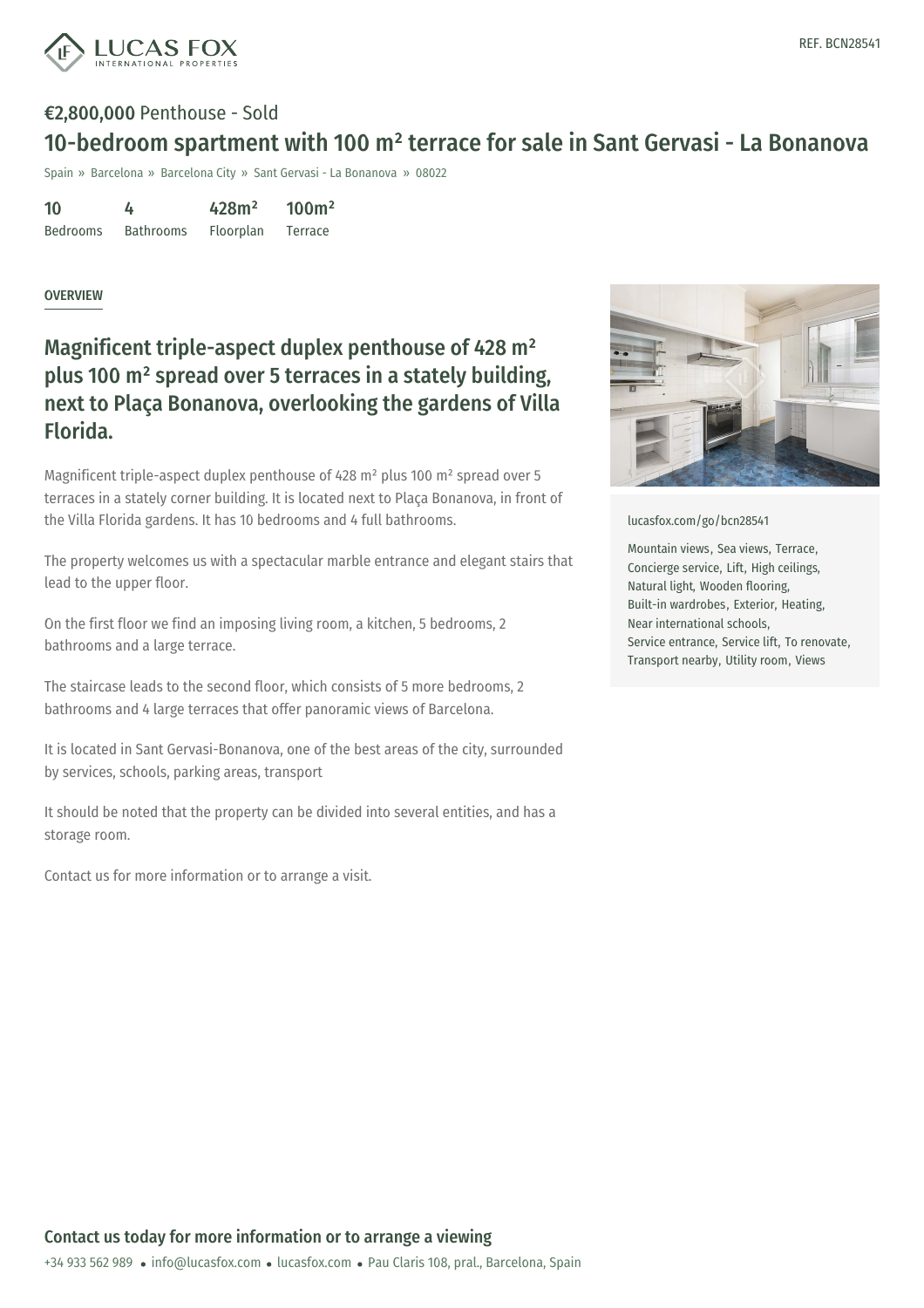**€2,800,000** Penthouse - Sold

# 10-bedroom spartment with 100 m² terrace for sale in Sant Gervasi - La Bonanova

Spain » Barcelona » Barcelona City » Sant Gervasi - La Bonanova » 08022

| 10 | 4 | 428m² | 100m² |
|---|---|---|---|
| Bedrooms | Bathrooms | Floorplan | Terrace |

OVERVIEW

## Magnificent triple-aspect duplex penthouse of 428 m² plus 100 m² spread over 5 terraces in a stately building, next to Plaça Bonanova, overlooking the gardens of Villa Florida.

Magnificent triple-aspect duplex penthouse of 428 m² plus 100 m² spread over 5 terraces in a stately corner building. It is located next to Plaça Bonanova, in front of the Villa Florida gardens. It has 10 bedrooms and 4 full bathrooms.

The property welcomes us with a spectacular marble entrance and elegant stairs that lead to the upper floor.

On the first floor we find an imposing living room, a kitchen, 5 bedrooms, 2 bathrooms and a large terrace.

The staircase leads to the second floor, which consists of 5 more bedrooms, 2 bathrooms and 4 large terraces that offer panoramic views of Barcelona.

It is located in Sant Gervasi-Bonanova, one of the best areas of the city, surrounded by services, schools, parking areas, transport

It should be noted that the property can be divided into several entities, and has a storage room.

Contact us for more information or to arrange a visit.

lucasfox.com/go/bcn28541

Mountain views, Sea views, Terrace, Concierge service, Lift, High ceilings, Natural light, Wooden flooring, Built-in wardrobes, Exterior, Heating, Near international schools, Service entrance, Service lift, To renovate, Transport nearby, Utility room, Views

**Contact us today for more information or to arrange a viewing**

+34 933 562 989 • info@lucasfox.com • lucasfox.com • Pau Claris 108, pral., Barcelona, Spain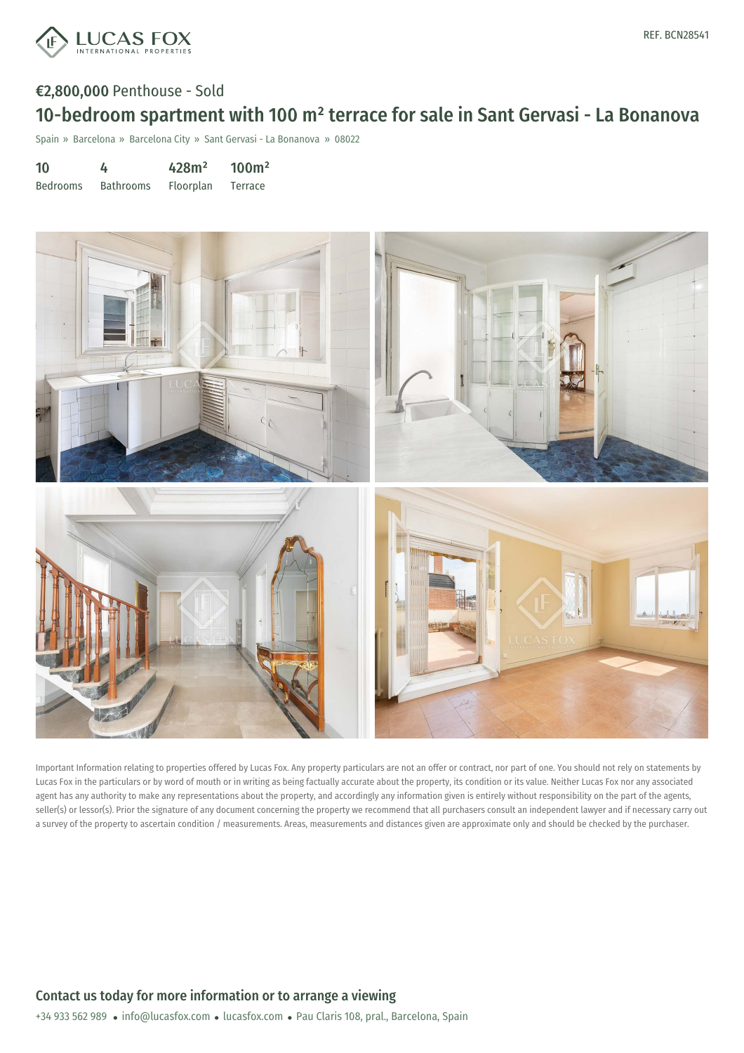REF. BCN28541

**€2,800,000** Penthouse - Sold

# 10-bedroom spartment with 100 m² terrace for sale in Sant Gervasi - La Bonanova

Spain » Barcelona » Barcelona City » Sant Gervasi - La Bonanova » 08022

| 10 | 4 | 428m² | 100m² |
| --- | --- | --- | --- |
| Bedrooms | Bathrooms | Floorplan | Terrace |

Important Information relating to properties offered by Lucas Fox. Any property particulars are not an offer or contract, nor part of one. You should not rely on statements by Lucas Fox in the particulars or by word of mouth or in writing as being factually accurate about the property, its condition or its value. Neither Lucas Fox nor any associated agent has any authority to make any representations about the property, and accordingly any information given is entirely without responsibility on the part of the agents, seller(s) or lessor(s). Prior the signature of any document concerning the property we recommend that all purchasers consult an independent lawyer and if necessary carry out a survey of the property to ascertain condition / measurements. Areas, measurements and distances given are approximate only and should be checked by the purchaser.

## Contact us today for more information or to arrange a viewing

+34 933 562 989 • info@lucasfox.com • lucasfox.com • Pau Claris 108, pral., Barcelona, Spain